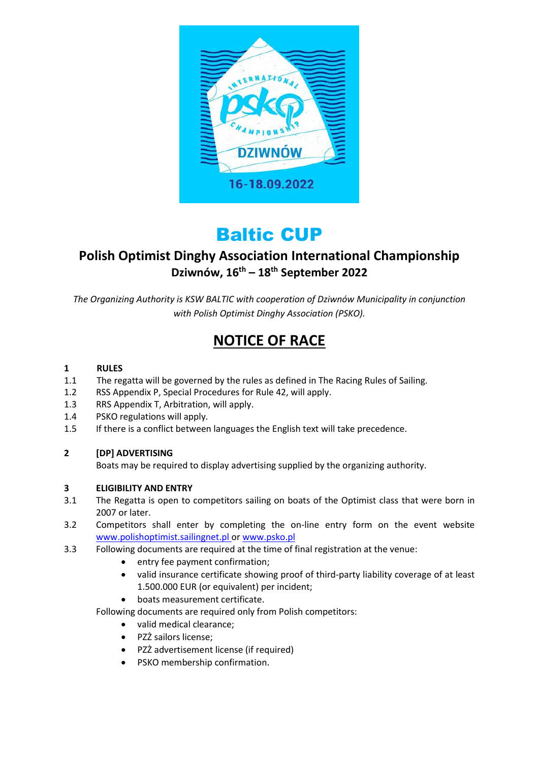# Baltic CUP

## Polish Optimist Dinghy Association International Championship

### Dziwnów, 16th – 18th September 2022

*The Organizing Authority is KSW BALTIC with cooperation of Dziwnów Municipality in conjunction with Polish Optimist Dinghy Association (PSKO).*

## NOTICE OF RACE

**1 RULES**

1.1 The regatta will be governed by the rules as defined in The Racing Rules of Sailing.

1.2 RSS Appendix P, Special Procedures for Rule 42, will apply.

1.3 RRS Appendix T, Arbitration, will apply.

1.4 PSKO regulations will apply.

1.5 If there is a conflict between languages the English text will take precedence.

**2 [DP] ADVERTISING**

Boats may be required to display advertising supplied by the organizing authority.

**3 ELIGIBILITY AND ENTRY**

3.1 The Regatta is open to competitors sailing on boats of the Optimist class that were born in 2007 or later.

3.2 Competitors shall enter by completing the on-line entry form on the event website www.polishoptimist.sailingnet.pl or www.psko.pl

3.3 Following documents are required at the time of final registration at the venue:

- entry fee payment confirmation;
- valid insurance certificate showing proof of third-party liability coverage of at least 1.500.000 EUR (or equivalent) per incident;
- boats measurement certificate.

Following documents are required only from Polish competitors:

- valid medical clearance;
- PZŻ sailors license;
- PZŻ advertisement license (if required)
- PSKO membership confirmation.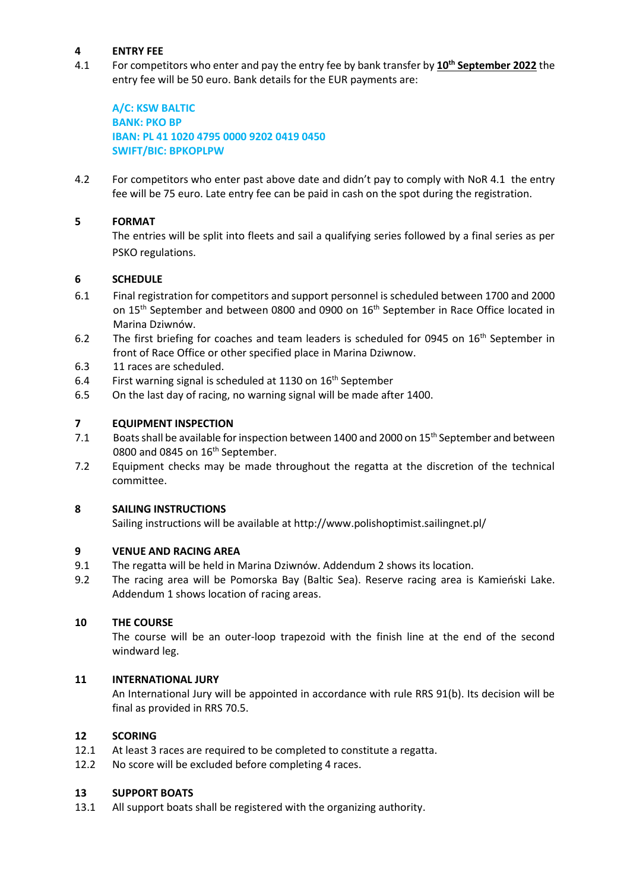## 4 ENTRY FEE

4.1 For competitors who enter and pay the entry fee by bank transfer by **10th September 2022** the entry fee will be 50 euro. Bank details for the EUR payments are:

**A/C: KSW BALTIC**
**BANK: PKO BP**
**IBAN: PL 41 1020 4795 0000 9202 0419 0450**
**SWIFT/BIC: BPKOPLPW**

4.2 For competitors who enter past above date and didn't pay to comply with NoR 4.1 the entry fee will be 75 euro. Late entry fee can be paid in cash on the spot during the registration.

## 5 FORMAT

The entries will be split into fleets and sail a qualifying series followed by a final series as per PSKO regulations.

## 6 SCHEDULE

6.1 Final registration for competitors and support personnel is scheduled between 1700 and 2000 on 15th September and between 0800 and 0900 on 16th September in Race Office located in Marina Dziwnów.

6.2 The first briefing for coaches and team leaders is scheduled for 0945 on 16th September in front of Race Office or other specified place in Marina Dziwnow.

6.3 11 races are scheduled.

6.4 First warning signal is scheduled at 1130 on 16th September

6.5 On the last day of racing, no warning signal will be made after 1400.

## 7 EQUIPMENT INSPECTION

7.1 Boats shall be available for inspection between 1400 and 2000 on 15th September and between 0800 and 0845 on 16th September.

7.2 Equipment checks may be made throughout the regatta at the discretion of the technical committee.

## 8 SAILING INSTRUCTIONS

Sailing instructions will be available at http://www.polishoptimist.sailingnet.pl/

## 9 VENUE AND RACING AREA

9.1 The regatta will be held in Marina Dziwnów. Addendum 2 shows its location.

9.2 The racing area will be Pomorska Bay (Baltic Sea). Reserve racing area is Kamieński Lake. Addendum 1 shows location of racing areas.

## 10 THE COURSE

The course will be an outer-loop trapezoid with the finish line at the end of the second windward leg.

## 11 INTERNATIONAL JURY

An International Jury will be appointed in accordance with rule RRS 91(b). Its decision will be final as provided in RRS 70.5.

## 12 SCORING

12.1 At least 3 races are required to be completed to constitute a regatta.

12.2 No score will be excluded before completing 4 races.

## 13 SUPPORT BOATS

13.1 All support boats shall be registered with the organizing authority.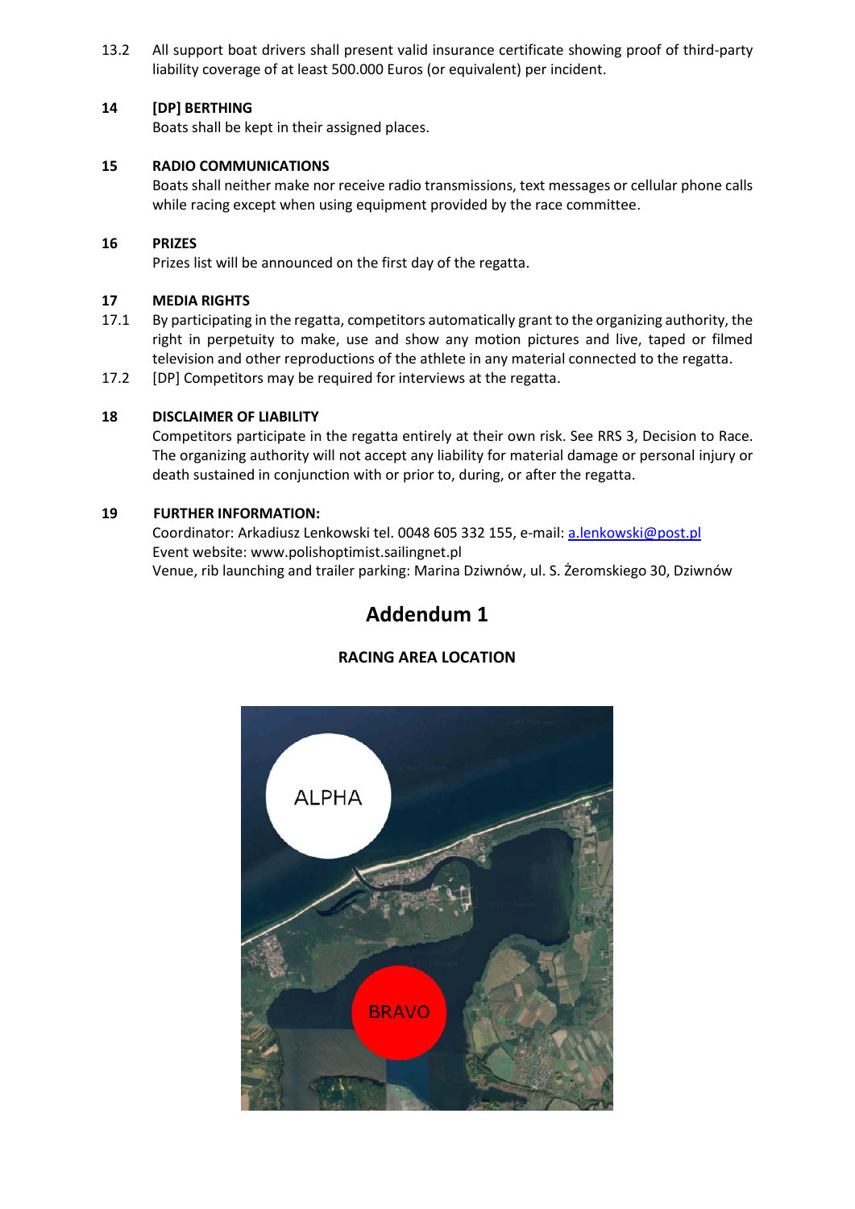13.2 All support boat drivers shall present valid insurance certificate showing proof of third-party liability coverage of at least 500.000 Euros (or equivalent) per incident.

**14 [DP] BERTHING**

Boats shall be kept in their assigned places.

**15 RADIO COMMUNICATIONS**

Boats shall neither make nor receive radio transmissions, text messages or cellular phone calls while racing except when using equipment provided by the race committee.

**16 PRIZES**

Prizes list will be announced on the first day of the regatta.

**17 MEDIA RIGHTS**

17.1 By participating in the regatta, competitors automatically grant to the organizing authority, the right in perpetuity to make, use and show any motion pictures and live, taped or filmed television and other reproductions of the athlete in any material connected to the regatta.

17.2 [DP] Competitors may be required for interviews at the regatta.

**18 DISCLAIMER OF LIABILITY**

Competitors participate in the regatta entirely at their own risk. See RRS 3, Decision to Race. The organizing authority will not accept any liability for material damage or personal injury or death sustained in conjunction with or prior to, during, or after the regatta.

**19 FURTHER INFORMATION:**

Coordinator: Arkadiusz Lenkowski tel. 0048 605 332 155, e-mail: a.lenkowski@post.pl
Event website: www.polishoptimist.sailingnet.pl
Venue, rib launching and trailer parking: Marina Dziwnów, ul. S. Żeromskiego 30, Dziwnów

# Addendum 1

**RACING AREA LOCATION**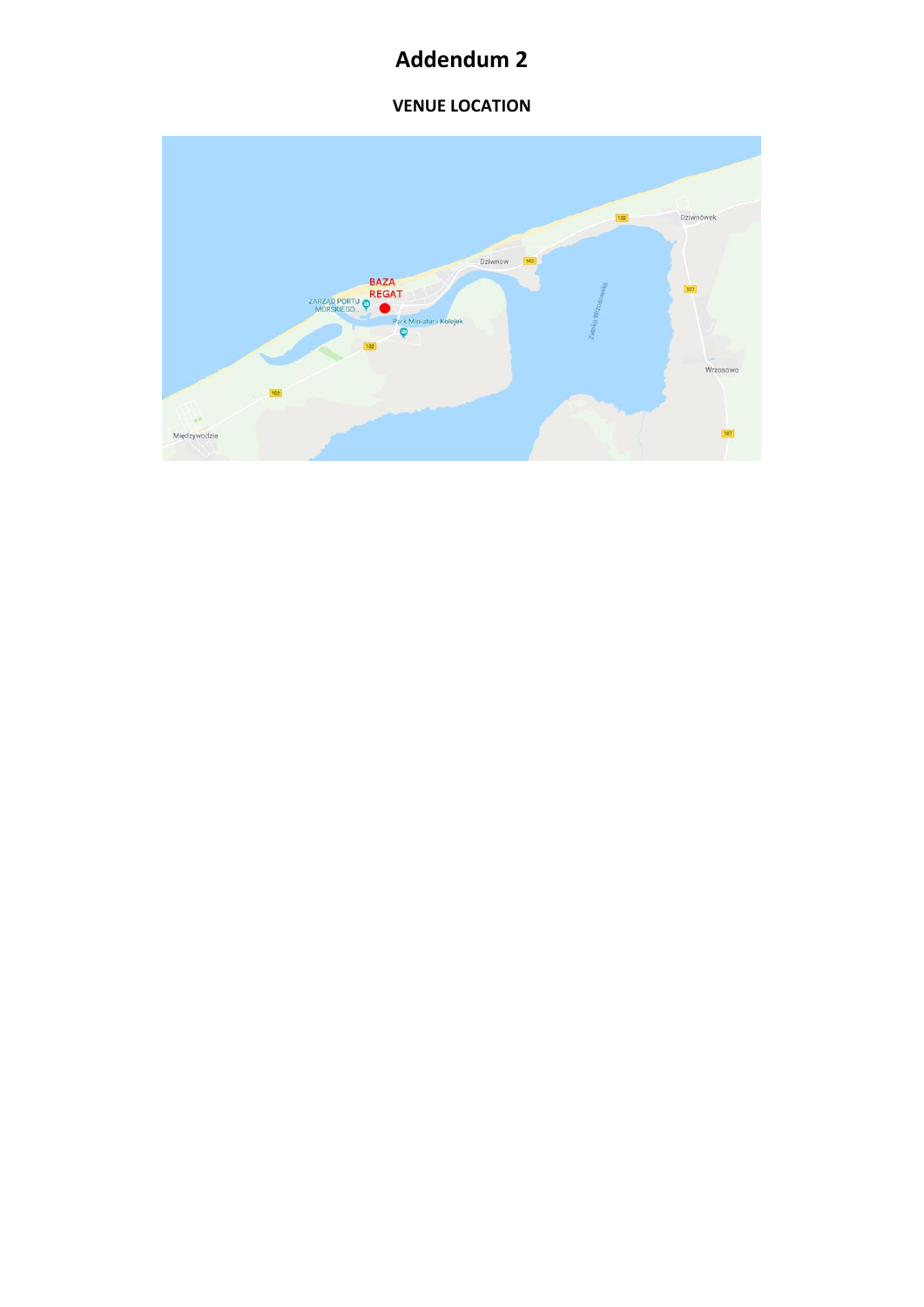# Addendum 2

## VENUE LOCATION

BAZA REGAT

ZARZĄD PORTU MORSKIEGO...

Park Miniatur i Kolejek

Dziwnów

Dziwnówek

Zatoka Wrzosowska

Wrzosowo

Międzywodzie

102

107